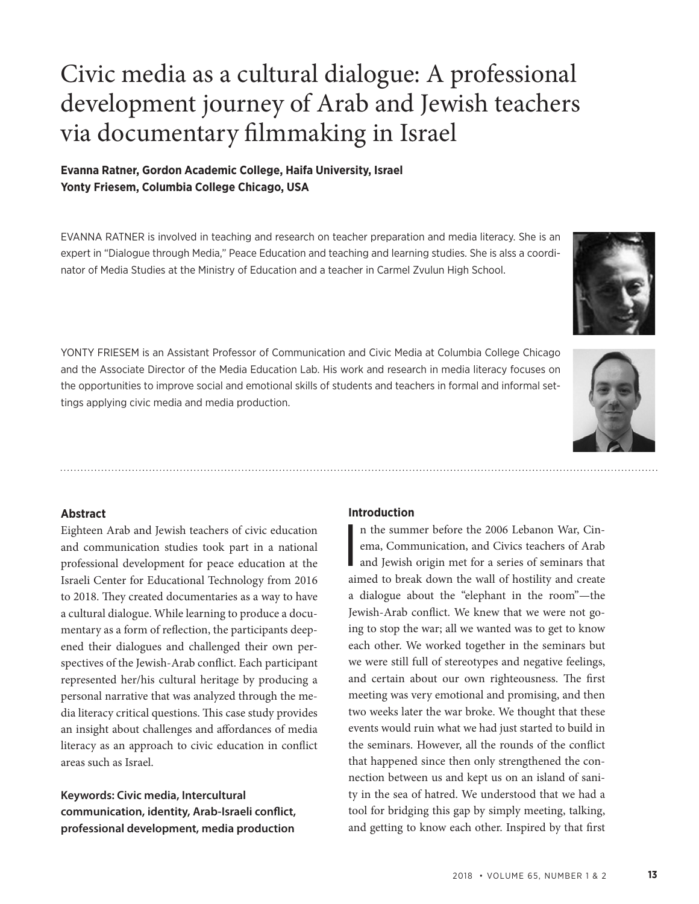# Civic media as a cultural dialogue: A professional development journey of Arab and Jewish teachers via documentary filmmaking in Israel

**Evanna Ratner, Gordon Academic College, Haifa University, Israel**
**Yonty Friesem, Columbia College Chicago, USA**

EVANNA RATNER is involved in teaching and research on teacher preparation and media literacy. She is an expert in "Dialogue through Media," Peace Education and teaching and learning studies. She is alss a coordinator of Media Studies at the Ministry of Education and a teacher in Carmel Zvulun High School.

YONTY FRIESEM is an Assistant Professor of Communication and Civic Media at Columbia College Chicago and the Associate Director of the Media Education Lab. His work and research in media literacy focuses on the opportunities to improve social and emotional skills of students and teachers in formal and informal settings applying civic media and media production.

## Abstract

Eighteen Arab and Jewish teachers of civic education and communication studies took part in a national professional development for peace education at the Israeli Center for Educational Technology from 2016 to 2018. They created documentaries as a way to have a cultural dialogue. While learning to produce a documentary as a form of reflection, the participants deepened their dialogues and challenged their own perspectives of the Jewish-Arab conflict. Each participant represented her/his cultural heritage by producing a personal narrative that was analyzed through the media literacy critical questions. This case study provides an insight about challenges and affordances of media literacy as an approach to civic education in conflict areas such as Israel.

**Keywords: Civic media, Intercultural communication, identity, Arab-Israeli conflict, professional development, media production**

## Introduction

In the summer before the 2006 Lebanon War, Cinema, Communication, and Civics teachers of Arab and Jewish origin met for a series of seminars that aimed to break down the wall of hostility and create a dialogue about the "elephant in the room"—the Jewish-Arab conflict. We knew that we were not going to stop the war; all we wanted was to get to know each other. We worked together in the seminars but we were still full of stereotypes and negative feelings, and certain about our own righteousness. The first meeting was very emotional and promising, and then two weeks later the war broke. We thought that these events would ruin what we had just started to build in the seminars. However, all the rounds of the conflict that happened since then only strengthened the connection between us and kept us on an island of sanity in the sea of hatred. We understood that we had a tool for bridging this gap by simply meeting, talking, and getting to know each other. Inspired by that first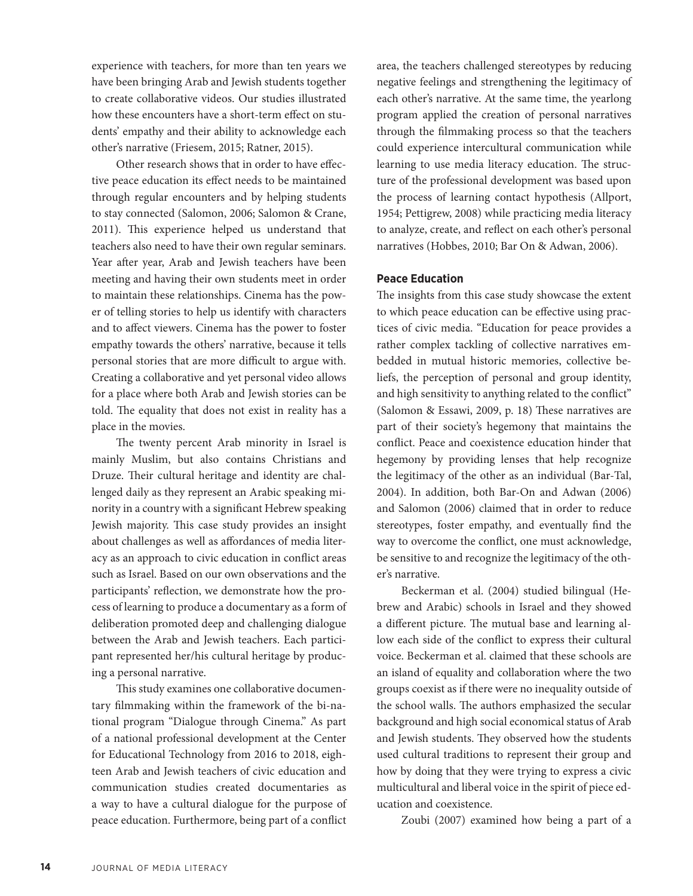experience with teachers, for more than ten years we have been bringing Arab and Jewish students together to create collaborative videos. Our studies illustrated how these encounters have a short-term effect on students' empathy and their ability to acknowledge each other's narrative (Friesem, 2015; Ratner, 2015).

Other research shows that in order to have effective peace education its effect needs to be maintained through regular encounters and by helping students to stay connected (Salomon, 2006; Salomon & Crane, 2011). This experience helped us understand that teachers also need to have their own regular seminars. Year after year, Arab and Jewish teachers have been meeting and having their own students meet in order to maintain these relationships. Cinema has the power of telling stories to help us identify with characters and to affect viewers. Cinema has the power to foster empathy towards the others' narrative, because it tells personal stories that are more difficult to argue with. Creating a collaborative and yet personal video allows for a place where both Arab and Jewish stories can be told. The equality that does not exist in reality has a place in the movies.

The twenty percent Arab minority in Israel is mainly Muslim, but also contains Christians and Druze. Their cultural heritage and identity are challenged daily as they represent an Arabic speaking minority in a country with a significant Hebrew speaking Jewish majority. This case study provides an insight about challenges as well as affordances of media literacy as an approach to civic education in conflict areas such as Israel. Based on our own observations and the participants' reflection, we demonstrate how the process of learning to produce a documentary as a form of deliberation promoted deep and challenging dialogue between the Arab and Jewish teachers. Each participant represented her/his cultural heritage by producing a personal narrative.

This study examines one collaborative documentary filmmaking within the framework of the bi-national program "Dialogue through Cinema." As part of a national professional development at the Center for Educational Technology from 2016 to 2018, eighteen Arab and Jewish teachers of civic education and communication studies created documentaries as a way to have a cultural dialogue for the purpose of peace education. Furthermore, being part of a conflict area, the teachers challenged stereotypes by reducing negative feelings and strengthening the legitimacy of each other's narrative. At the same time, the yearlong program applied the creation of personal narratives through the filmmaking process so that the teachers could experience intercultural communication while learning to use media literacy education. The structure of the professional development was based upon the process of learning contact hypothesis (Allport, 1954; Pettigrew, 2008) while practicing media literacy to analyze, create, and reflect on each other's personal narratives (Hobbes, 2010; Bar On & Adwan, 2006).

### Peace Education

The insights from this case study showcase the extent to which peace education can be effective using practices of civic media. "Education for peace provides a rather complex tackling of collective narratives embedded in mutual historic memories, collective beliefs, the perception of personal and group identity, and high sensitivity to anything related to the conflict" (Salomon & Essawi, 2009, p. 18) These narratives are part of their society's hegemony that maintains the conflict. Peace and coexistence education hinder that hegemony by providing lenses that help recognize the legitimacy of the other as an individual (Bar-Tal, 2004). In addition, both Bar-On and Adwan (2006) and Salomon (2006) claimed that in order to reduce stereotypes, foster empathy, and eventually find the way to overcome the conflict, one must acknowledge, be sensitive to and recognize the legitimacy of the other's narrative.

Beckerman et al. (2004) studied bilingual (Hebrew and Arabic) schools in Israel and they showed a different picture. The mutual base and learning allow each side of the conflict to express their cultural voice. Beckerman et al. claimed that these schools are an island of equality and collaboration where the two groups coexist as if there were no inequality outside of the school walls. The authors emphasized the secular background and high social economical status of Arab and Jewish students. They observed how the students used cultural traditions to represent their group and how by doing that they were trying to express a civic multicultural and liberal voice in the spirit of piece education and coexistence.

Zoubi (2007) examined how being a part of a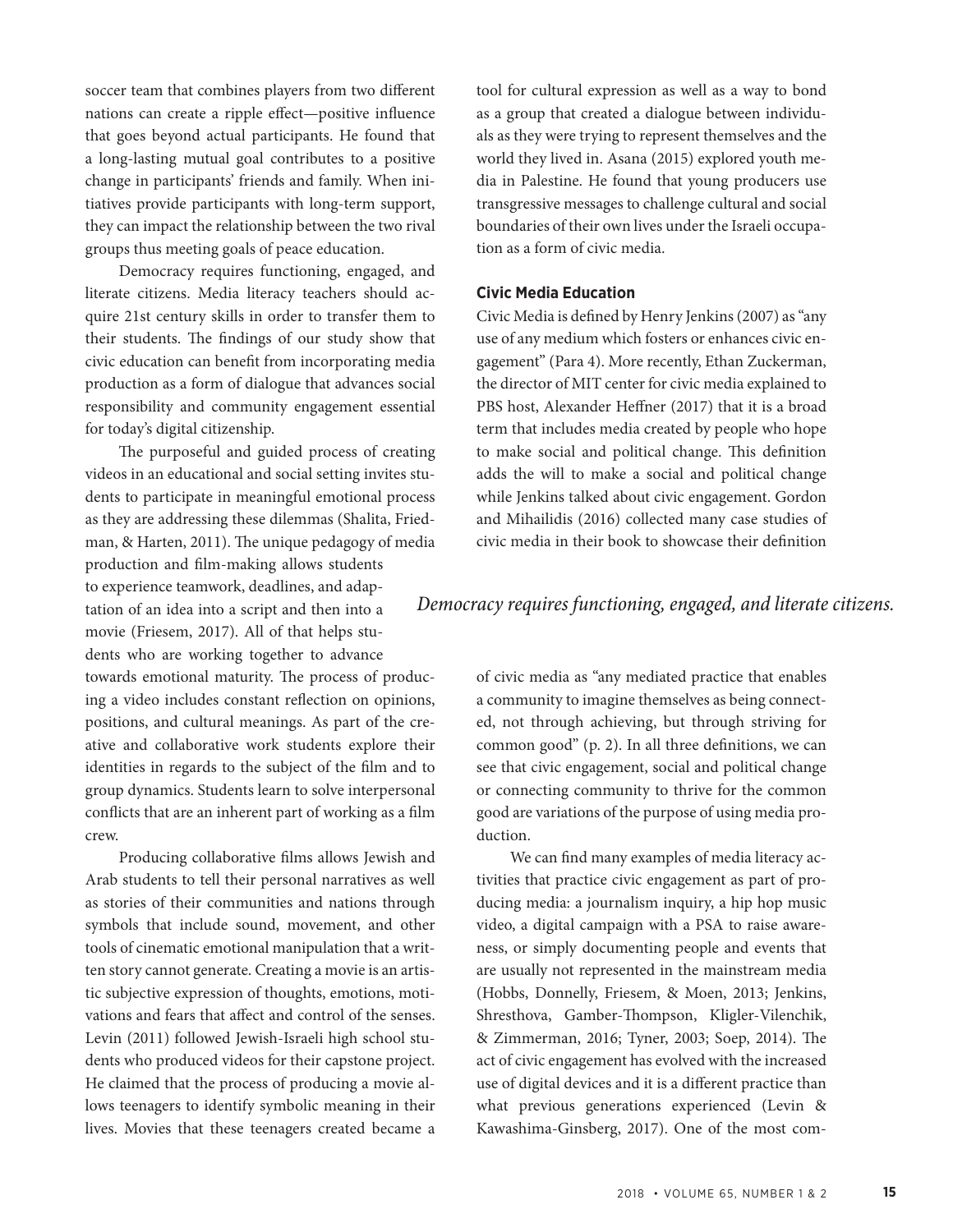soccer team that combines players from two different nations can create a ripple effect—positive influence that goes beyond actual participants. He found that a long-lasting mutual goal contributes to a positive change in participants' friends and family. When initiatives provide participants with long-term support, they can impact the relationship between the two rival groups thus meeting goals of peace education.

Democracy requires functioning, engaged, and literate citizens. Media literacy teachers should acquire 21st century skills in order to transfer them to their students. The findings of our study show that civic education can benefit from incorporating media production as a form of dialogue that advances social responsibility and community engagement essential for today's digital citizenship.

The purposeful and guided process of creating videos in an educational and social setting invites students to participate in meaningful emotional process as they are addressing these dilemmas (Shalita, Friedman, & Harten, 2011). The unique pedagogy of media production and film-making allows students to experience teamwork, deadlines, and adaptation of an idea into a script and then into a movie (Friesem, 2017). All of that helps students who are working together to advance towards emotional maturity. The process of producing a video includes constant reflection on opinions, positions, and cultural meanings. As part of the creative and collaborative work students explore their identities in regards to the subject of the film and to group dynamics. Students learn to solve interpersonal conflicts that are an inherent part of working as a film crew.

Producing collaborative films allows Jewish and Arab students to tell their personal narratives as well as stories of their communities and nations through symbols that include sound, movement, and other tools of cinematic emotional manipulation that a written story cannot generate. Creating a movie is an artistic subjective expression of thoughts, emotions, motivations and fears that affect and control of the senses. Levin (2011) followed Jewish-Israeli high school students who produced videos for their capstone project. He claimed that the process of producing a movie allows teenagers to identify symbolic meaning in their lives. Movies that these teenagers created became a tool for cultural expression as well as a way to bond as a group that created a dialogue between individuals as they were trying to represent themselves and the world they lived in. Asana (2015) explored youth media in Palestine. He found that young producers use transgressive messages to challenge cultural and social boundaries of their own lives under the Israeli occupation as a form of civic media.

### Civic Media Education

Civic Media is defined by Henry Jenkins (2007) as "any use of any medium which fosters or enhances civic engagement" (Para 4). More recently, Ethan Zuckerman, the director of MIT center for civic media explained to PBS host, Alexander Heffner (2017) that it is a broad term that includes media created by people who hope to make social and political change. This definition adds the will to make a social and political change while Jenkins talked about civic engagement. Gordon and Mihailidis (2016) collected many case studies of civic media in their book to showcase their definition of civic media as "any mediated practice that enables a community to imagine themselves as being connected, not through achieving, but through striving for common good" (p. 2). In all three definitions, we can see that civic engagement, social and political change or connecting community to thrive for the common good are variations of the purpose of using media production.

*Democracy requires functioning, engaged, and literate citizens.*

We can find many examples of media literacy activities that practice civic engagement as part of producing media: a journalism inquiry, a hip hop music video, a digital campaign with a PSA to raise awareness, or simply documenting people and events that are usually not represented in the mainstream media (Hobbs, Donnelly, Friesem, & Moen, 2013; Jenkins, Shresthova, Gamber-Thompson, Kligler-Vilenchik, & Zimmerman, 2016; Tyner, 2003; Soep, 2014). The act of civic engagement has evolved with the increased use of digital devices and it is a different practice than what previous generations experienced (Levin & Kawashima-Ginsberg, 2017). One of the most com-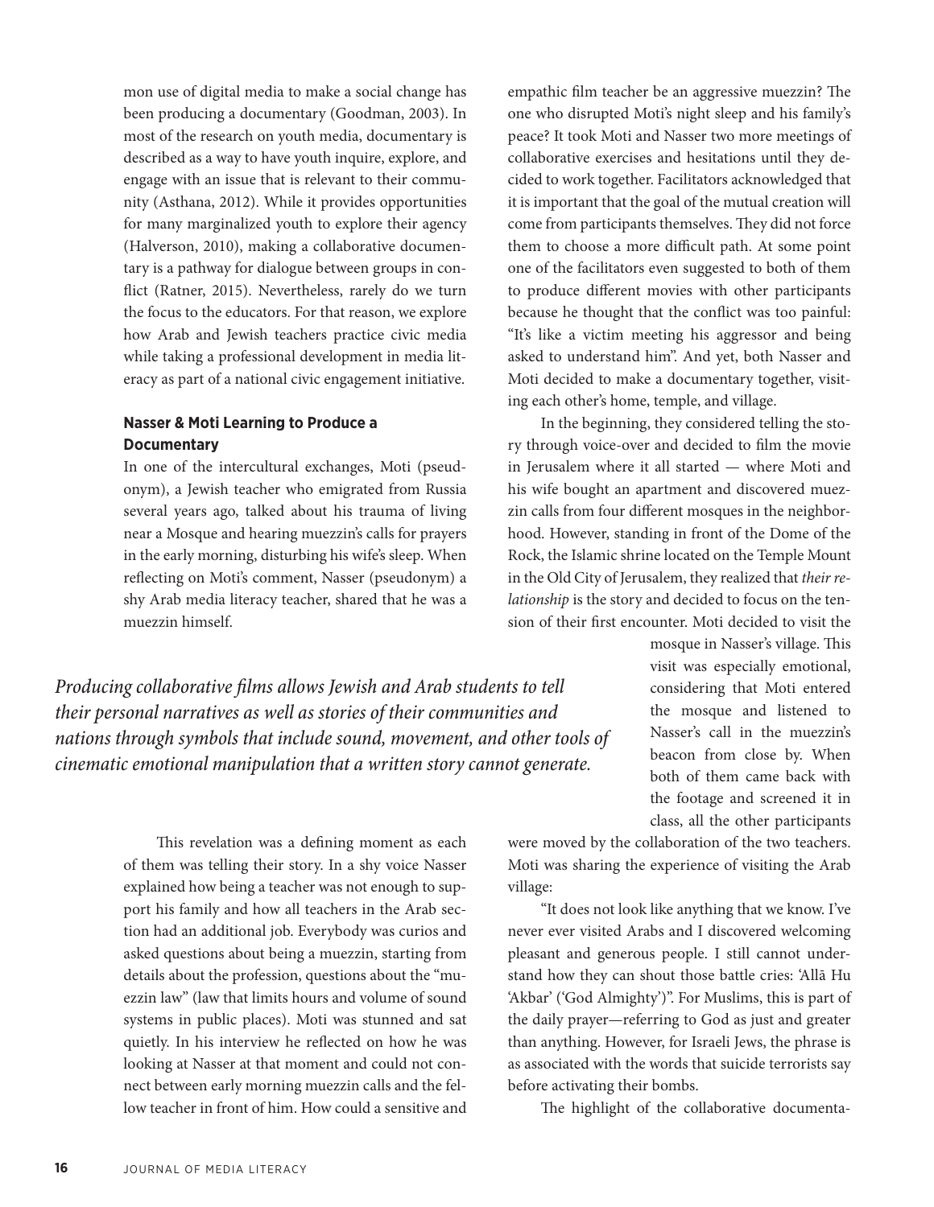mon use of digital media to make a social change has been producing a documentary (Goodman, 2003). In most of the research on youth media, documentary is described as a way to have youth inquire, explore, and engage with an issue that is relevant to their community (Asthana, 2012). While it provides opportunities for many marginalized youth to explore their agency (Halverson, 2010), making a collaborative documentary is a pathway for dialogue between groups in conflict (Ratner, 2015). Nevertheless, rarely do we turn the focus to the educators. For that reason, we explore how Arab and Jewish teachers practice civic media while taking a professional development in media literacy as part of a national civic engagement initiative.

**Nasser & Moti Learning to Produce a Documentary**

In one of the intercultural exchanges, Moti (pseudonym), a Jewish teacher who emigrated from Russia several years ago, talked about his trauma of living near a Mosque and hearing muezzin's calls for prayers in the early morning, disturbing his wife's sleep. When reflecting on Moti's comment, Nasser (pseudonym) a shy Arab media literacy teacher, shared that he was a muezzin himself.

This revelation was a defining moment as each of them was telling their story. In a shy voice Nasser explained how being a teacher was not enough to support his family and how all teachers in the Arab section had an additional job. Everybody was curios and asked questions about being a muezzin, starting from details about the profession, questions about the "muezzin law" (law that limits hours and volume of sound systems in public places). Moti was stunned and sat quietly. In his interview he reflected on how he was looking at Nasser at that moment and could not connect between early morning muezzin calls and the fellow teacher in front of him. How could a sensitive and empathic film teacher be an aggressive muezzin? The one who disrupted Moti's night sleep and his family's peace? It took Moti and Nasser two more meetings of collaborative exercises and hesitations until they decided to work together. Facilitators acknowledged that it is important that the goal of the mutual creation will come from participants themselves. They did not force them to choose a more difficult path. At some point one of the facilitators even suggested to both of them to produce different movies with other participants because he thought that the conflict was too painful: "It's like a victim meeting his aggressor and being asked to understand him". And yet, both Nasser and Moti decided to make a documentary together, visiting each other's home, temple, and village.

In the beginning, they considered telling the story through voice-over and decided to film the movie in Jerusalem where it all started — where Moti and his wife bought an apartment and discovered muezzin calls from four different mosques in the neighborhood. However, standing in front of the Dome of the Rock, the Islamic shrine located on the Temple Mount in the Old City of Jerusalem, they realized that *their relationship* is the story and decided to focus on the tension of their first encounter. Moti decided to visit the mosque in Nasser's village. This visit was especially emotional, considering that Moti entered the mosque and listened to Nasser's call in the muezzin's beacon from close by. When both of them came back with the footage and screened it in class, all the other participants were moved by the collaboration of the two teachers. Moti was sharing the experience of visiting the Arab village:

"It does not look like anything that we know. I've never ever visited Arabs and I discovered welcoming pleasant and generous people. I still cannot understand how they can shout those battle cries: 'Allā Hu 'Akbar' ('God Almighty')". For Muslims, this is part of the daily prayer—referring to God as just and greater than anything. However, for Israeli Jews, the phrase is as associated with the words that suicide terrorists say before activating their bombs.

*Producing collaborative films allows Jewish and Arab students to tell their personal narratives as well as stories of their communities and nations through symbols that include sound, movement, and other tools of cinematic emotional manipulation that a written story cannot generate.*

The highlight of the collaborative documenta-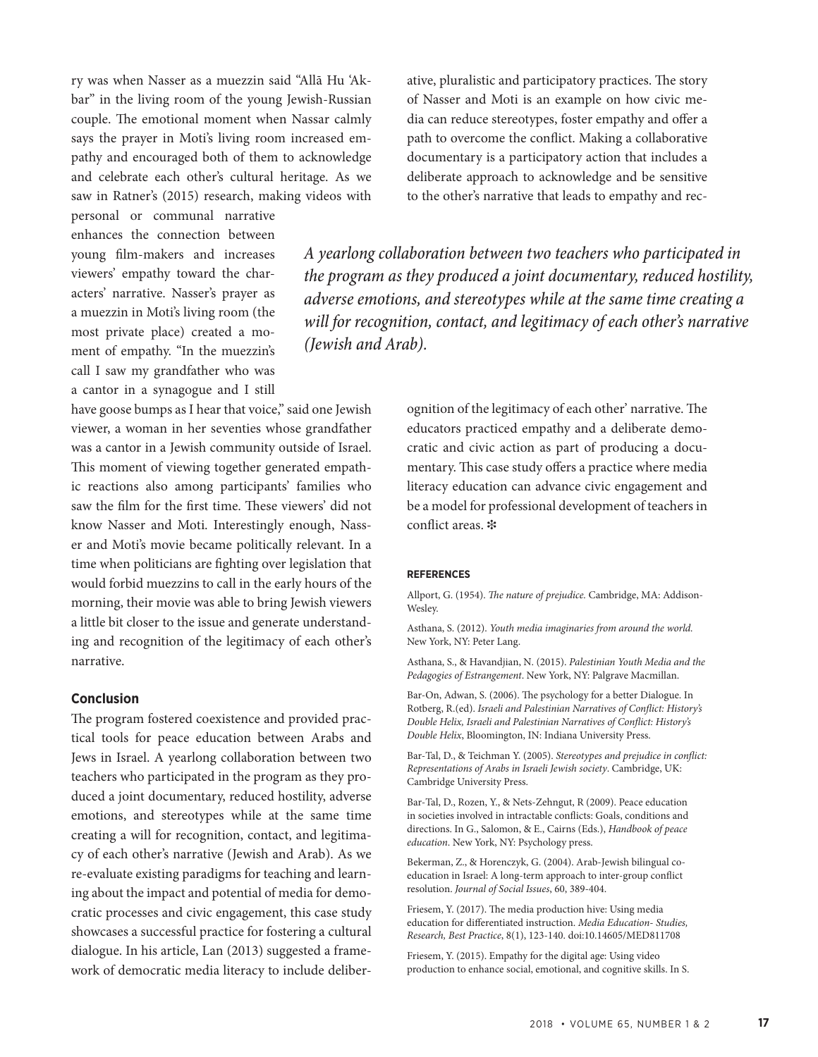ry was when Nasser as a muezzin said "Allā Hu 'Akbar" in the living room of the young Jewish-Russian couple. The emotional moment when Nassar calmly says the prayer in Moti's living room increased empathy and encouraged both of them to acknowledge and celebrate each other's cultural heritage. As we saw in Ratner's (2015) research, making videos with personal or communal narrative enhances the connection between young film-makers and increases viewers' empathy toward the characters' narrative. Nasser's prayer as a muezzin in Moti's living room (the most private place) created a moment of empathy. "In the muezzin's call I saw my grandfather who was a cantor in a synagogue and I still have goose bumps as I hear that voice," said one Jewish viewer, a woman in her seventies whose grandfather was a cantor in a Jewish community outside of Israel. This moment of viewing together generated empathic reactions also among participants' families who saw the film for the first time. These viewers' did not know Nasser and Moti. Interestingly enough, Nasser and Moti's movie became politically relevant. In a time when politicians are fighting over legislation that would forbid muezzins to call in the early hours of the morning, their movie was able to bring Jewish viewers a little bit closer to the issue and generate understanding and recognition of the legitimacy of each other's narrative.

*A yearlong collaboration between two teachers who participated in the program as they produced a joint documentary, reduced hostility, adverse emotions, and stereotypes while at the same time creating a will for recognition, contact, and legitimacy of each other's narrative (Jewish and Arab).*

## Conclusion

The program fostered coexistence and provided practical tools for peace education between Arabs and Jews in Israel. A yearlong collaboration between two teachers who participated in the program as they produced a joint documentary, reduced hostility, adverse emotions, and stereotypes while at the same time creating a will for recognition, contact, and legitimacy of each other's narrative (Jewish and Arab). As we re-evaluate existing paradigms for teaching and learning about the impact and potential of media for democratic processes and civic engagement, this case study showcases a successful practice for fostering a cultural dialogue. In his article, Lan (2013) suggested a framework of democratic media literacy to include deliberative, pluralistic and participatory practices. The story of Nasser and Moti is an example on how civic media can reduce stereotypes, foster empathy and offer a path to overcome the conflict. Making a collaborative documentary is a participatory action that includes a deliberate approach to acknowledge and be sensitive to the other's narrative that leads to empathy and recognition of the legitimacy of each other' narrative. The educators practiced empathy and a deliberate democratic and civic action as part of producing a documentary. This case study offers a practice where media literacy education can advance civic engagement and be a model for professional development of teachers in conflict areas. ❇

### REFERENCES

Allport, G. (1954). *The nature of prejudice.* Cambridge, MA: Addison-Wesley.

Asthana, S. (2012). *Youth media imaginaries from around the world.* New York, NY: Peter Lang.

Asthana, S., & Havandjian, N. (2015). *Palestinian Youth Media and the Pedagogies of Estrangement*. New York, NY: Palgrave Macmillan.

Bar-On, Adwan, S. (2006). The psychology for a better Dialogue. In Rotberg, R.(ed). *Israeli and Palestinian Narratives of Conflict: History's Double Helix, Israeli and Palestinian Narratives of Conflict: History's Double Helix*, Bloomington, IN: Indiana University Press.

Bar-Tal, D., & Teichman Y. (2005). *Stereotypes and prejudice in conflict: Representations of Arabs in Israeli Jewish society*. Cambridge, UK: Cambridge University Press.

Bar-Tal, D., Rozen, Y., & Nets-Zehngut, R (2009). Peace education in societies involved in intractable conflicts: Goals, conditions and directions. In G., Salomon, & E., Cairns (Eds.), *Handbook of peace education*. New York, NY: Psychology press.

Bekerman, Z., & Horenczyk, G. (2004). Arab-Jewish bilingual coeducation in Israel: A long-term approach to inter-group conflict resolution. *Journal of Social Issues*, 60, 389-404.

Friesem, Y. (2017). The media production hive: Using media education for differentiated instruction. *Media Education- Studies, Research, Best Practice*, 8(1), 123-140. doi:10.14605/MED811708

Friesem, Y. (2015). Empathy for the digital age: Using video production to enhance social, emotional, and cognitive skills. In S.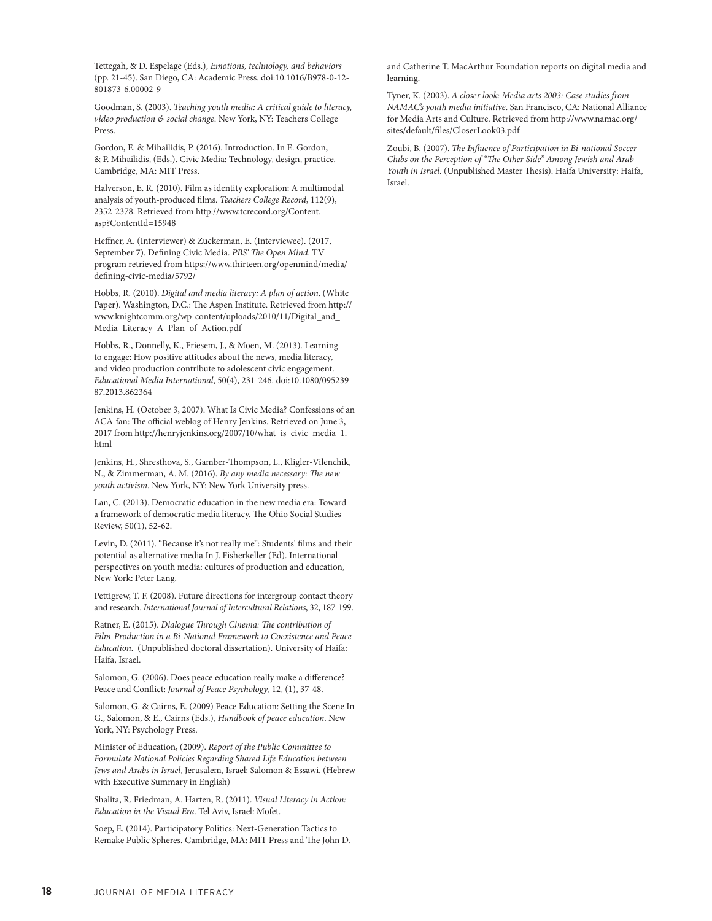Tettegah, & D. Espelage (Eds.), *Emotions, technology, and behaviors* (pp. 21-45). San Diego, CA: Academic Press. doi:10.1016/B978-0-12-801873-6.00002-9

Goodman, S. (2003). *Teaching youth media: A critical guide to literacy, video production & social change*. New York, NY: Teachers College Press.

Gordon, E. & Mihailidis, P. (2016). Introduction. In E. Gordon, & P. Mihailidis, (Eds.). Civic Media: Technology, design, practice. Cambridge, MA: MIT Press.

Halverson, E. R. (2010). Film as identity exploration: A multimodal analysis of youth-produced films. *Teachers College Record*, 112(9), 2352-2378. Retrieved from http://www.tcrecord.org/Content.asp?ContentId=15948

Heffner, A. (Interviewer) & Zuckerman, E. (Interviewee). (2017, September 7). Defining Civic Media. *PBS' The Open Mind*. TV program retrieved from https://www.thirteen.org/openmind/media/defining-civic-media/5792/

Hobbs, R. (2010). *Digital and media literacy: A plan of action*. (White Paper). Washington, D.C.: The Aspen Institute. Retrieved from http://www.knightcomm.org/wp-content/uploads/2010/11/Digital_and_Media_Literacy_A_Plan_of_Action.pdf

Hobbs, R., Donnelly, K., Friesem, J., & Moen, M. (2013). Learning to engage: How positive attitudes about the news, media literacy, and video production contribute to adolescent civic engagement. *Educational Media International*, 50(4), 231-246. doi:10.1080/09523987.2013.862364

Jenkins, H. (October 3, 2007). What Is Civic Media? Confessions of an ACA-fan: The official weblog of Henry Jenkins. Retrieved on June 3, 2017 from http://henryjenkins.org/2007/10/what_is_civic_media_1.html

Jenkins, H., Shresthova, S., Gamber-Thompson, L., Kligler-Vilenchik, N., & Zimmerman, A. M. (2016). *By any media necessary: The new youth activism*. New York, NY: New York University press.

Lan, C. (2013). Democratic education in the new media era: Toward a framework of democratic media literacy. The Ohio Social Studies Review, 50(1), 52-62.

Levin, D. (2011). "Because it's not really me": Students' films and their potential as alternative media In J. Fisherkeller (Ed). International perspectives on youth media: cultures of production and education, New York: Peter Lang.

Pettigrew, T. F. (2008). Future directions for intergroup contact theory and research. *International Journal of Intercultural Relations*, 32, 187-199.

Ratner, E. (2015). *Dialogue Through Cinema: The contribution of Film-Production in a Bi-National Framework to Coexistence and Peace Education.* (Unpublished doctoral dissertation). University of Haifa: Haifa, Israel.

Salomon, G. (2006). Does peace education really make a difference? Peace and Conflict: *Journal of Peace Psychology*, 12, (1), 37-48.

Salomon, G. & Cairns, E. (2009) Peace Education: Setting the Scene In G., Salomon, & E., Cairns (Eds.), *Handbook of peace education*. New York, NY: Psychology Press.

Minister of Education, (2009). *Report of the Public Committee to Formulate National Policies Regarding Shared Life Education between Jews and Arabs in Israel*, Jerusalem, Israel: Salomon & Essawi. (Hebrew with Executive Summary in English)

Shalita, R. Friedman, A. Harten, R. (2011). *Visual Literacy in Action: Education in the Visual Era*. Tel Aviv, Israel: Mofet.

Soep, E. (2014). Participatory Politics: Next-Generation Tactics to Remake Public Spheres. Cambridge, MA: MIT Press and The John D. and Catherine T. MacArthur Foundation reports on digital media and learning.

Tyner, K. (2003). *A closer look: Media arts 2003: Case studies from NAMAC's youth media initiative*. San Francisco, CA: National Alliance for Media Arts and Culture. Retrieved from http://www.namac.org/sites/default/files/CloserLook03.pdf

Zoubi, B. (2007). *The Influence of Participation in Bi-national Soccer Clubs on the Perception of "The Other Side" Among Jewish and Arab Youth in Israel*. (Unpublished Master Thesis). Haifa University: Haifa, Israel.